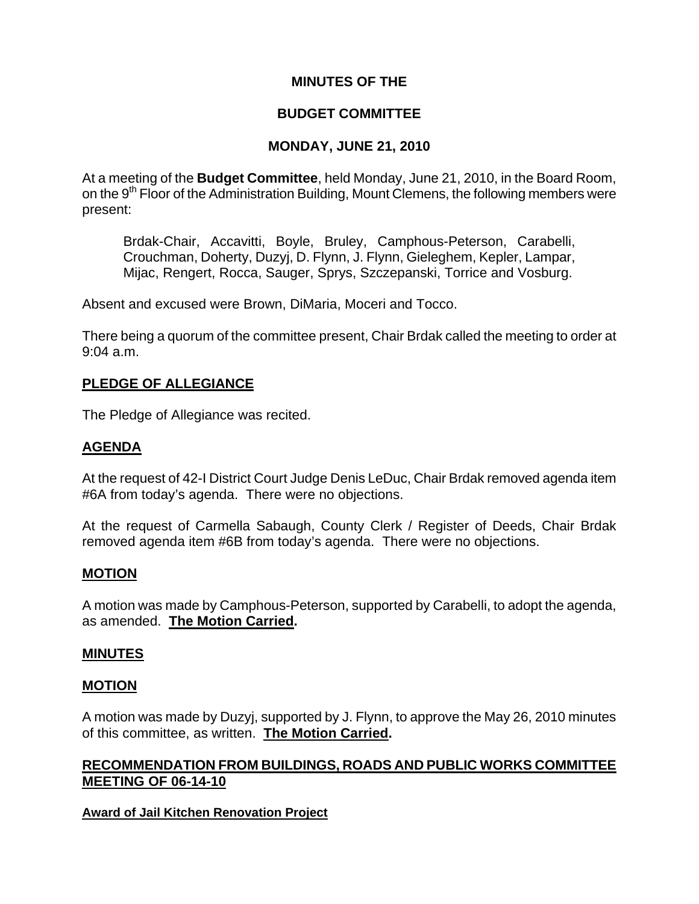# MINUTES OF THE

# BUDGET COMMITTEE

# MONDAY, JUNE 21, 2010

At a meeting of the **Budget Committee**, held Monday, June 21, 2010, in the Board Room, on the 9th Floor of the Administration Building, Mount Clemens, the following members were present:

Brdak-Chair, Accavitti, Boyle, Bruley, Camphous-Peterson, Carabelli, Crouchman, Doherty, Duzyj, D. Flynn, J. Flynn, Gieleghem, Kepler, Lampar, Mijac, Rengert, Rocca, Sauger, Sprys, Szczepanski, Torrice and Vosburg.

Absent and excused were Brown, DiMaria, Moceri and Tocco.

There being a quorum of the committee present, Chair Brdak called the meeting to order at 9:04 a.m.

## PLEDGE OF ALLEGIANCE

The Pledge of Allegiance was recited.

## AGENDA

At the request of 42-I District Court Judge Denis LeDuc, Chair Brdak removed agenda item #6A from today's agenda. There were no objections.

At the request of Carmella Sabaugh, County Clerk / Register of Deeds, Chair Brdak removed agenda item #6B from today's agenda. There were no objections.

## MOTION

A motion was made by Camphous-Peterson, supported by Carabelli, to adopt the agenda, as amended. **The Motion Carried.**

## MINUTES

## MOTION

A motion was made by Duzyj, supported by J. Flynn, to approve the May 26, 2010 minutes of this committee, as written. **The Motion Carried.**

## RECOMMENDATION FROM BUILDINGS, ROADS AND PUBLIC WORKS COMMITTEE MEETING OF 06-14-10

### Award of Jail Kitchen Renovation Project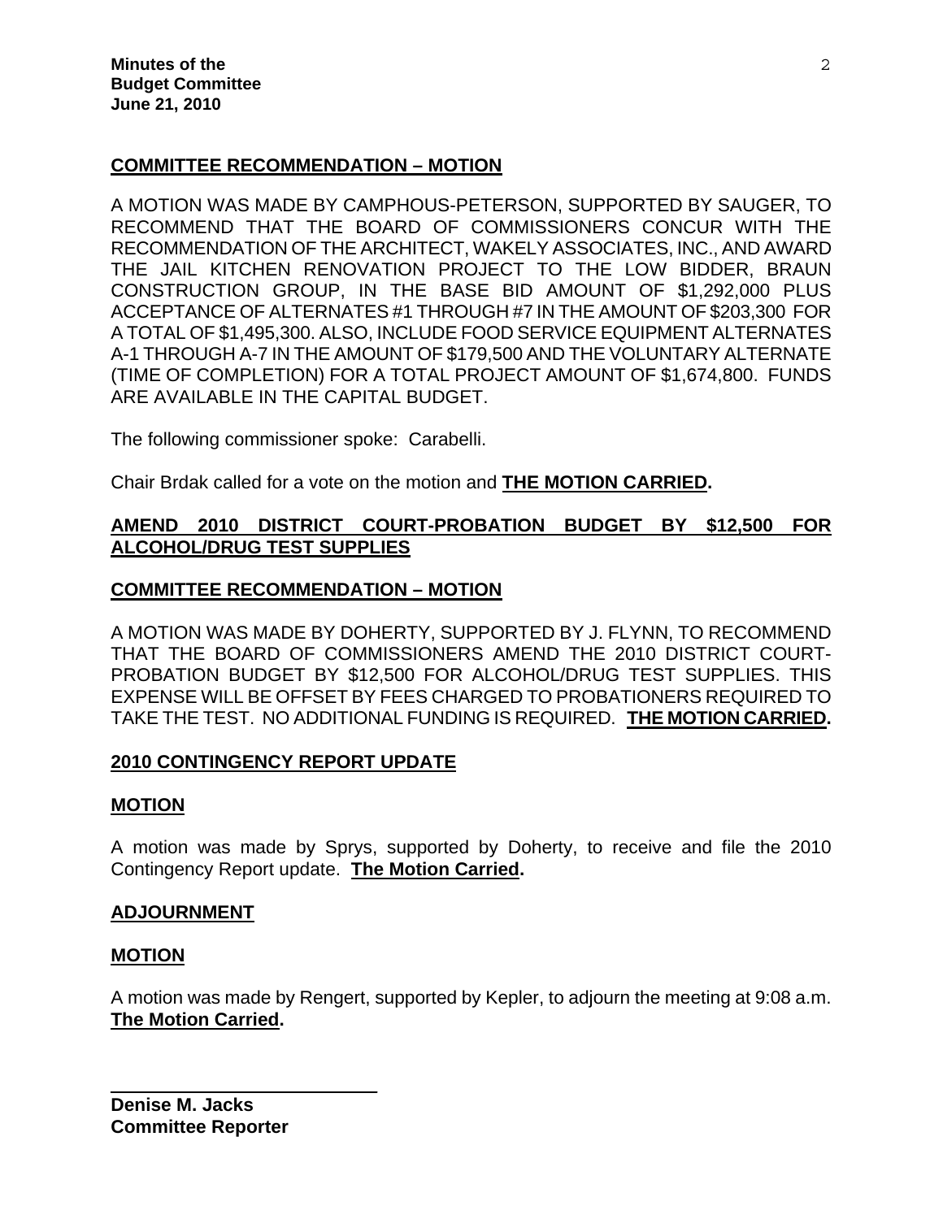## COMMITTEE RECOMMENDATION – MOTION

A MOTION WAS MADE BY CAMPHOUS-PETERSON, SUPPORTED BY SAUGER, TO RECOMMEND THAT THE BOARD OF COMMISSIONERS CONCUR WITH THE RECOMMENDATION OF THE ARCHITECT, WAKELY ASSOCIATES, INC., AND AWARD THE JAIL KITCHEN RENOVATION PROJECT TO THE LOW BIDDER, BRAUN CONSTRUCTION GROUP, IN THE BASE BID AMOUNT OF $1,292,000 PLUS ACCEPTANCE OF ALTERNATES #1 THROUGH #7 IN THE AMOUNT OF $203,300 FOR A TOTAL OF $1,495,300. ALSO, INCLUDE FOOD SERVICE EQUIPMENT ALTERNATES A-1 THROUGH A-7 IN THE AMOUNT OF $179,500 AND THE VOLUNTARY ALTERNATE (TIME OF COMPLETION) FOR A TOTAL PROJECT AMOUNT OF $1,674,800. FUNDS ARE AVAILABLE IN THE CAPITAL BUDGET.

The following commissioner spoke: Carabelli.

Chair Brdak called for a vote on the motion and **THE MOTION CARRIED.**

## AMEND 2010 DISTRICT COURT-PROBATION BUDGET BY $12,500 FOR ALCOHOL/DRUG TEST SUPPLIES

## COMMITTEE RECOMMENDATION – MOTION

A MOTION WAS MADE BY DOHERTY, SUPPORTED BY J. FLYNN, TO RECOMMEND THAT THE BOARD OF COMMISSIONERS AMEND THE 2010 DISTRICT COURT-PROBATION BUDGET BY $12,500 FOR ALCOHOL/DRUG TEST SUPPLIES. THIS EXPENSE WILL BE OFFSET BY FEES CHARGED TO PROBATIONERS REQUIRED TO TAKE THE TEST. NO ADDITIONAL FUNDING IS REQUIRED. **THE MOTION CARRIED.**

## 2010 CONTINGENCY REPORT UPDATE

## MOTION

A motion was made by Sprys, supported by Doherty, to receive and file the 2010 Contingency Report update. **The Motion Carried.**

## ADJOURNMENT

## MOTION

A motion was made by Rengert, supported by Kepler, to adjourn the meeting at 9:08 a.m. **The Motion Carried.**

\_\_\_\_\_\_\_\_\_\_\_\_\_\_\_\_\_\_\_\_\_\_\_\_\_\_\_\_

**Denise M. Jacks**
**Committee Reporter**